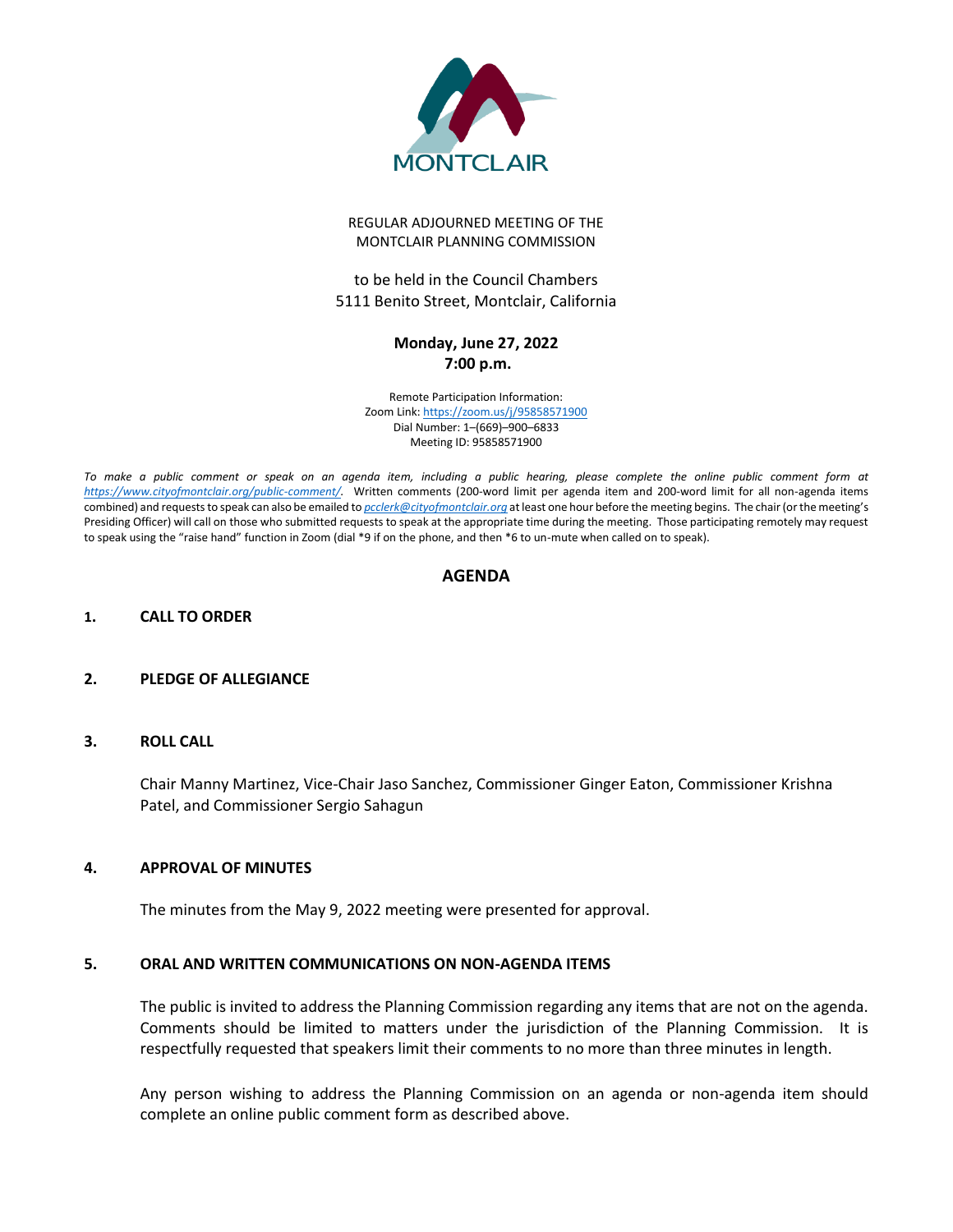MONTCLAIR

REGULAR ADJOURNED MEETING OF THE
MONTCLAIR PLANNING COMMISSION

to be held in the Council Chambers
5111 Benito Street, Montclair, California

**Monday, June 27, 2022**
**7:00 p.m.**

Remote Participation Information:
Zoom Link: https://zoom.us/j/95858571900
Dial Number: 1–(669)–900–6833
Meeting ID: 95858571900

*To make a public comment or speak on an agenda item, including a public hearing, please complete the online public comment form at https://www.cityofmontclair.org/public-comment/.* Written comments (200-word limit per agenda item and 200-word limit for all non-agenda items combined) and requests to speak can also be emailed to *pcclerk@cityofmontclair.org* at least one hour before the meeting begins. The chair (or the meeting's Presiding Officer) will call on those who submitted requests to speak at the appropriate time during the meeting. Those participating remotely may request to speak using the "raise hand" function in Zoom (dial *9 if on the phone, and then *6 to un-mute when called on to speak).

## AGENDA

### 1. CALL TO ORDER

### 2. PLEDGE OF ALLEGIANCE

### 3. ROLL CALL

Chair Manny Martinez, Vice-Chair Jaso Sanchez, Commissioner Ginger Eaton, Commissioner Krishna Patel, and Commissioner Sergio Sahagun

### 4. APPROVAL OF MINUTES

The minutes from the May 9, 2022 meeting were presented for approval.

### 5. ORAL AND WRITTEN COMMUNICATIONS ON NON-AGENDA ITEMS

The public is invited to address the Planning Commission regarding any items that are not on the agenda. Comments should be limited to matters under the jurisdiction of the Planning Commission. It is respectfully requested that speakers limit their comments to no more than three minutes in length.

Any person wishing to address the Planning Commission on an agenda or non-agenda item should complete an online public comment form as described above.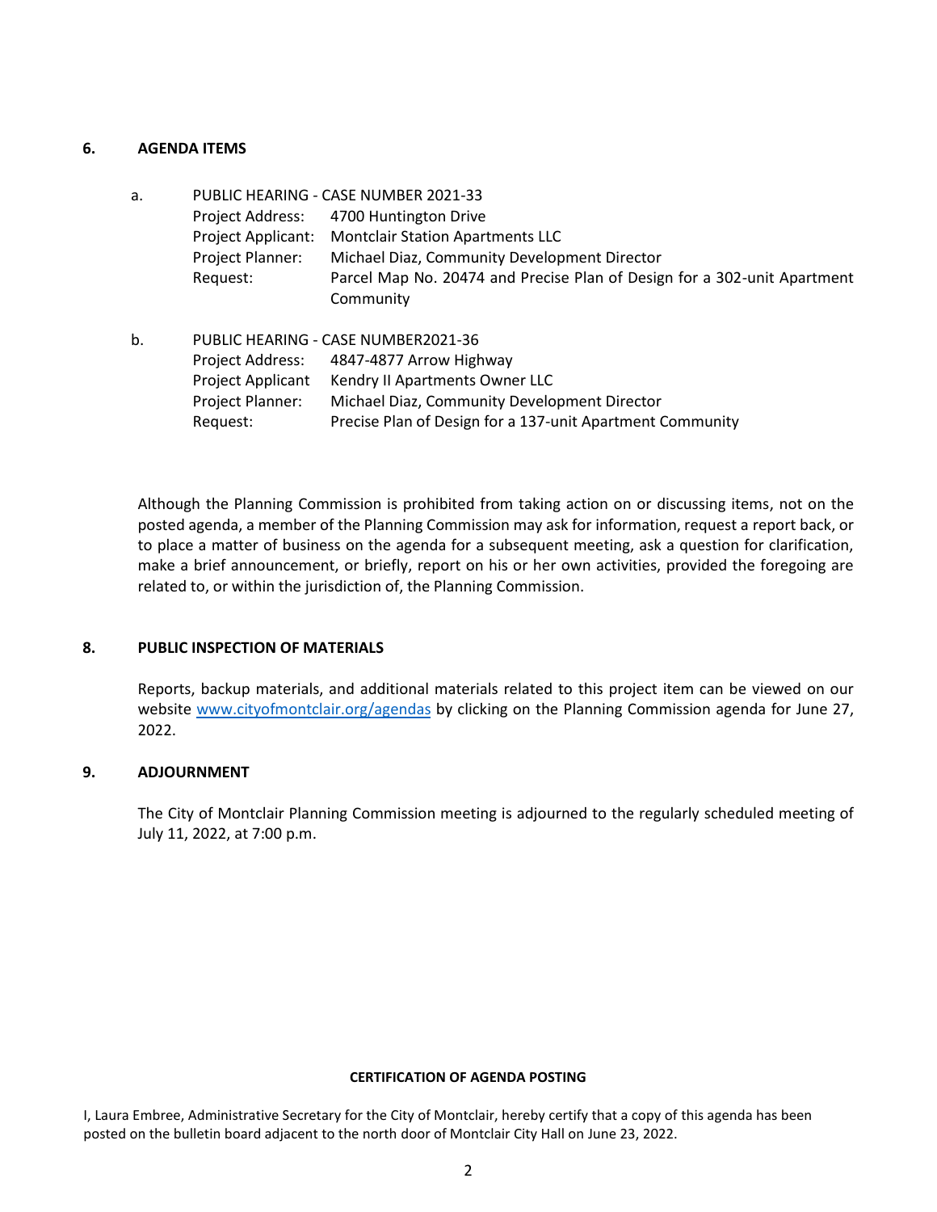## 6. AGENDA ITEMS

a. PUBLIC HEARING - CASE NUMBER 2021-33

Project Address: 4700 Huntington Drive
Project Applicant: Montclair Station Apartments LLC
Project Planner: Michael Diaz, Community Development Director
Request: Parcel Map No. 20474 and Precise Plan of Design for a 302-unit Apartment Community

b. PUBLIC HEARING - CASE NUMBER2021-36

Project Address: 4847-4877 Arrow Highway
Project Applicant Kendry II Apartments Owner LLC
Project Planner: Michael Diaz, Community Development Director
Request: Precise Plan of Design for a 137-unit Apartment Community

Although the Planning Commission is prohibited from taking action on or discussing items, not on the posted agenda, a member of the Planning Commission may ask for information, request a report back, or to place a matter of business on the agenda for a subsequent meeting, ask a question for clarification, make a brief announcement, or briefly, report on his or her own activities, provided the foregoing are related to, or within the jurisdiction of, the Planning Commission.

## 8. PUBLIC INSPECTION OF MATERIALS

Reports, backup materials, and additional materials related to this project item can be viewed on our website www.cityofmontclair.org/agendas by clicking on the Planning Commission agenda for June 27, 2022.

## 9. ADJOURNMENT

The City of Montclair Planning Commission meeting is adjourned to the regularly scheduled meeting of July 11, 2022, at 7:00 p.m.

**CERTIFICATION OF AGENDA POSTING**

I, Laura Embree, Administrative Secretary for the City of Montclair, hereby certify that a copy of this agenda has been posted on the bulletin board adjacent to the north door of Montclair City Hall on June 23, 2022.